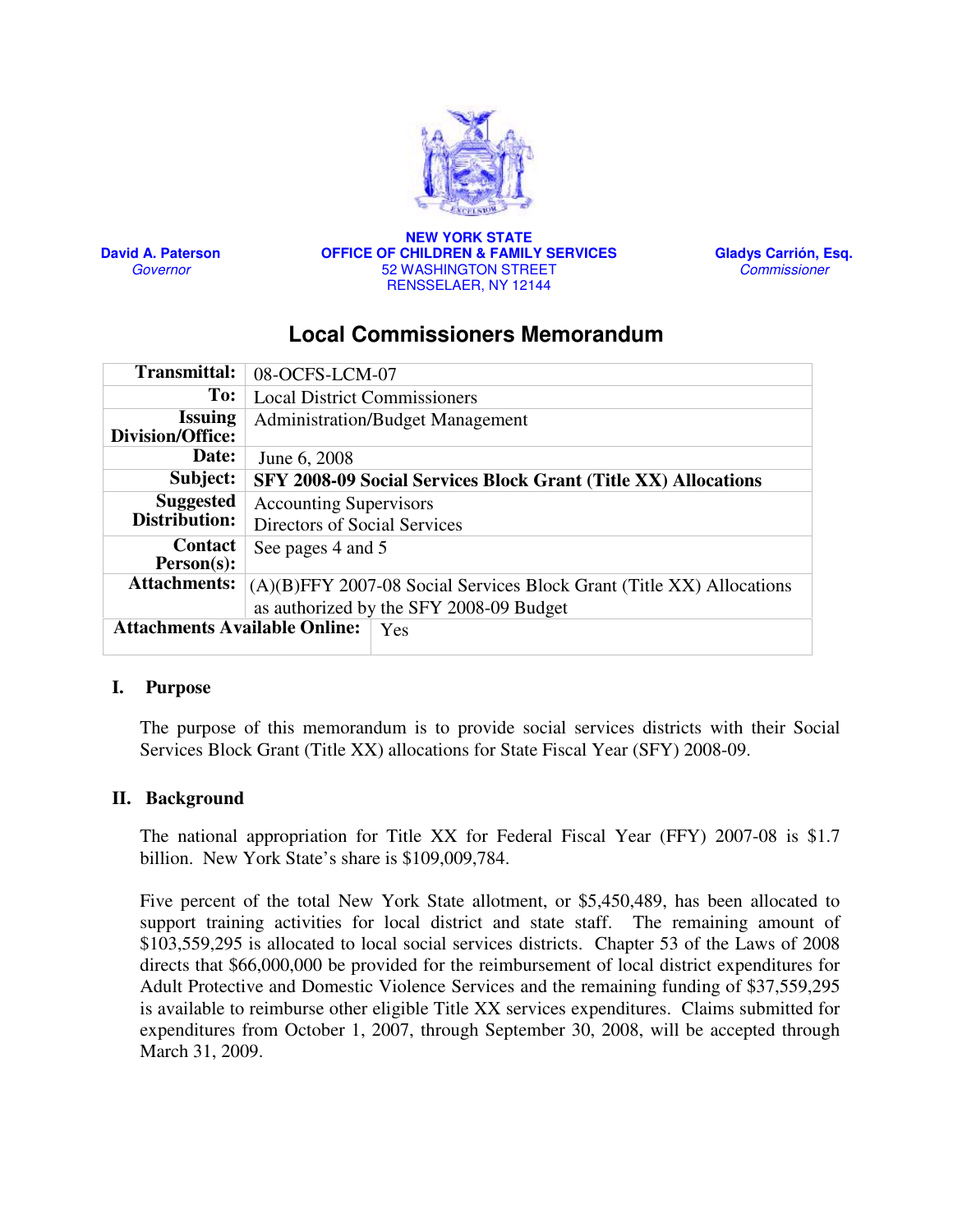David A. Paterson
*Governor*

**NEW YORK STATE**
**OFFICE OF CHILDREN & FAMILY SERVICES**
52 WASHINGTON STREET
RENSSELAER, NY 12144

Gladys Carrión, Esq.
*Commissioner*

# Local Commissioners Memorandum

| | |
|---|---|
| **Transmittal:** | 08-OCFS-LCM-07 |
| **To:** | Local District Commissioners |
| **Issuing Division/Office:** | Administration/Budget Management |
| **Date:** | June 6, 2008 |
| **Subject:** | **SFY 2008-09 Social Services Block Grant (Title XX) Allocations** |
| **Suggested Distribution:** | Accounting Supervisors<br>Directors of Social Services |
| **Contact Person(s):** | See pages 4 and 5 |
| **Attachments:** | (A)(B)FFY 2007-08 Social Services Block Grant (Title XX) Allocations as authorized by the SFY 2008-09 Budget |
| **Attachments Available Online:** | Yes |

## I. Purpose

The purpose of this memorandum is to provide social services districts with their Social Services Block Grant (Title XX) allocations for State Fiscal Year (SFY) 2008-09.

## II. Background

The national appropriation for Title XX for Federal Fiscal Year (FFY) 2007-08 is $1.7 billion. New York State's share is $109,009,784.

Five percent of the total New York State allotment, or $5,450,489, has been allocated to support training activities for local district and state staff. The remaining amount of $103,559,295 is allocated to local social services districts. Chapter 53 of the Laws of 2008 directs that $66,000,000 be provided for the reimbursement of local district expenditures for Adult Protective and Domestic Violence Services and the remaining funding of $37,559,295 is available to reimburse other eligible Title XX services expenditures. Claims submitted for expenditures from October 1, 2007, through September 30, 2008, will be accepted through March 31, 2009.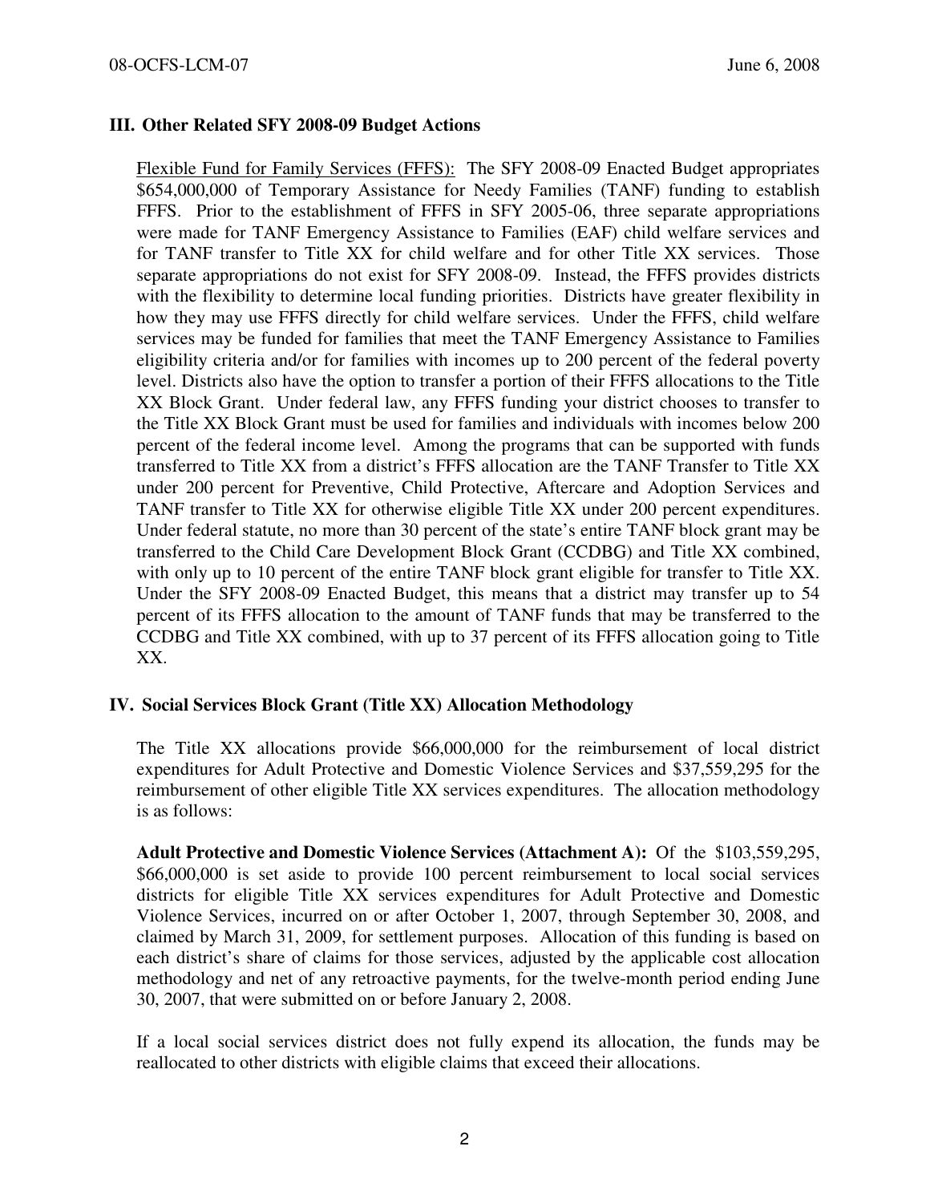## III. Other Related SFY 2008-09 Budget Actions

Flexible Fund for Family Services (FFFS): The SFY 2008-09 Enacted Budget appropriates $654,000,000 of Temporary Assistance for Needy Families (TANF) funding to establish FFFS. Prior to the establishment of FFFS in SFY 2005-06, three separate appropriations were made for TANF Emergency Assistance to Families (EAF) child welfare services and for TANF transfer to Title XX for child welfare and for other Title XX services. Those separate appropriations do not exist for SFY 2008-09. Instead, the FFFS provides districts with the flexibility to determine local funding priorities. Districts have greater flexibility in how they may use FFFS directly for child welfare services. Under the FFFS, child welfare services may be funded for families that meet the TANF Emergency Assistance to Families eligibility criteria and/or for families with incomes up to 200 percent of the federal poverty level. Districts also have the option to transfer a portion of their FFFS allocations to the Title XX Block Grant. Under federal law, any FFFS funding your district chooses to transfer to the Title XX Block Grant must be used for families and individuals with incomes below 200 percent of the federal income level. Among the programs that can be supported with funds transferred to Title XX from a district's FFFS allocation are the TANF Transfer to Title XX under 200 percent for Preventive, Child Protective, Aftercare and Adoption Services and TANF transfer to Title XX for otherwise eligible Title XX under 200 percent expenditures. Under federal statute, no more than 30 percent of the state's entire TANF block grant may be transferred to the Child Care Development Block Grant (CCDBG) and Title XX combined, with only up to 10 percent of the entire TANF block grant eligible for transfer to Title XX. Under the SFY 2008-09 Enacted Budget, this means that a district may transfer up to 54 percent of its FFFS allocation to the amount of TANF funds that may be transferred to the CCDBG and Title XX combined, with up to 37 percent of its FFFS allocation going to Title XX.

## IV. Social Services Block Grant (Title XX) Allocation Methodology

The Title XX allocations provide $66,000,000 for the reimbursement of local district expenditures for Adult Protective and Domestic Violence Services and $37,559,295 for the reimbursement of other eligible Title XX services expenditures. The allocation methodology is as follows:

**Adult Protective and Domestic Violence Services (Attachment A):** Of the $103,559,295, $66,000,000 is set aside to provide 100 percent reimbursement to local social services districts for eligible Title XX services expenditures for Adult Protective and Domestic Violence Services, incurred on or after October 1, 2007, through September 30, 2008, and claimed by March 31, 2009, for settlement purposes. Allocation of this funding is based on each district's share of claims for those services, adjusted by the applicable cost allocation methodology and net of any retroactive payments, for the twelve-month period ending June 30, 2007, that were submitted on or before January 2, 2008.

If a local social services district does not fully expend its allocation, the funds may be reallocated to other districts with eligible claims that exceed their allocations.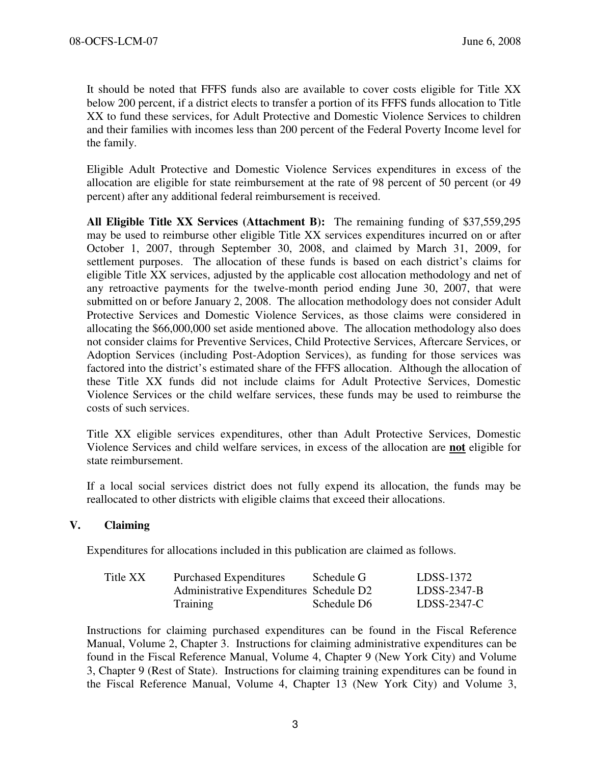It should be noted that FFFS funds also are available to cover costs eligible for Title XX below 200 percent, if a district elects to transfer a portion of its FFFS funds allocation to Title XX to fund these services, for Adult Protective and Domestic Violence Services to children and their families with incomes less than 200 percent of the Federal Poverty Income level for the family.

Eligible Adult Protective and Domestic Violence Services expenditures in excess of the allocation are eligible for state reimbursement at the rate of 98 percent of 50 percent (or 49 percent) after any additional federal reimbursement is received.

**All Eligible Title XX Services (Attachment B):** The remaining funding of $37,559,295 may be used to reimburse other eligible Title XX services expenditures incurred on or after October 1, 2007, through September 30, 2008, and claimed by March 31, 2009, for settlement purposes. The allocation of these funds is based on each district's claims for eligible Title XX services, adjusted by the applicable cost allocation methodology and net of any retroactive payments for the twelve-month period ending June 30, 2007, that were submitted on or before January 2, 2008. The allocation methodology does not consider Adult Protective Services and Domestic Violence Services, as those claims were considered in allocating the $66,000,000 set aside mentioned above. The allocation methodology also does not consider claims for Preventive Services, Child Protective Services, Aftercare Services, or Adoption Services (including Post-Adoption Services), as funding for those services was factored into the district's estimated share of the FFFS allocation. Although the allocation of these Title XX funds did not include claims for Adult Protective Services, Domestic Violence Services or the child welfare services, these funds may be used to reimburse the costs of such services.

Title XX eligible services expenditures, other than Adult Protective Services, Domestic Violence Services and child welfare services, in excess of the allocation are **not** eligible for state reimbursement.

If a local social services district does not fully expend its allocation, the funds may be reallocated to other districts with eligible claims that exceed their allocations.

## V. Claiming

Expenditures for allocations included in this publication are claimed as follows.

| | | | |
|---|---|---|---|
| Title XX | Purchased Expenditures | Schedule G | LDSS-1372 |
| | Administrative Expenditures | Schedule D2 | LDSS-2347-B |
| | Training | Schedule D6 | LDSS-2347-C |

Instructions for claiming purchased expenditures can be found in the Fiscal Reference Manual, Volume 2, Chapter 3. Instructions for claiming administrative expenditures can be found in the Fiscal Reference Manual, Volume 4, Chapter 9 (New York City) and Volume 3, Chapter 9 (Rest of State). Instructions for claiming training expenditures can be found in the Fiscal Reference Manual, Volume 4, Chapter 13 (New York City) and Volume 3,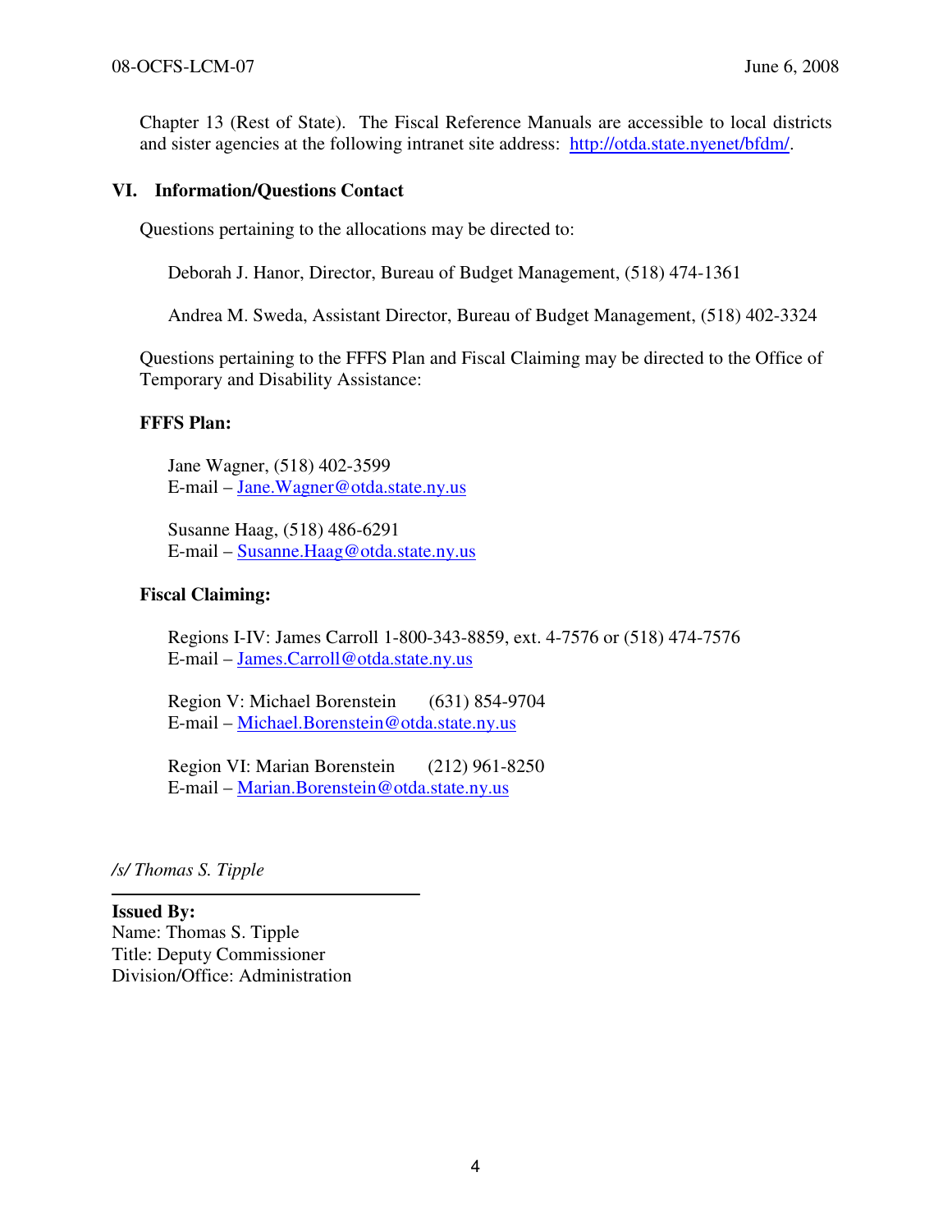Chapter 13 (Rest of State). The Fiscal Reference Manuals are accessible to local districts and sister agencies at the following intranet site address: http://otda.state.nyenet/bfdm/.

## VI. Information/Questions Contact

Questions pertaining to the allocations may be directed to:

Deborah J. Hanor, Director, Bureau of Budget Management, (518) 474-1361

Andrea M. Sweda, Assistant Director, Bureau of Budget Management, (518) 402-3324

Questions pertaining to the FFFS Plan and Fiscal Claiming may be directed to the Office of Temporary and Disability Assistance:

**FFFS Plan:**

Jane Wagner, (518) 402-3599
E-mail – Jane.Wagner@otda.state.ny.us

Susanne Haag, (518) 486-6291
E-mail – Susanne.Haag@otda.state.ny.us

**Fiscal Claiming:**

Regions I-IV: James Carroll 1-800-343-8859, ext. 4-7576 or (518) 474-7576
E-mail – James.Carroll@otda.state.ny.us

Region V: Michael Borenstein (631) 854-9704
E-mail – Michael.Borenstein@otda.state.ny.us

Region VI: Marian Borenstein (212) 961-8250
E-mail – Marian.Borenstein@otda.state.ny.us

*/s/ Thomas S. Tipple*

**Issued By:**
Name: Thomas S. Tipple
Title: Deputy Commissioner
Division/Office: Administration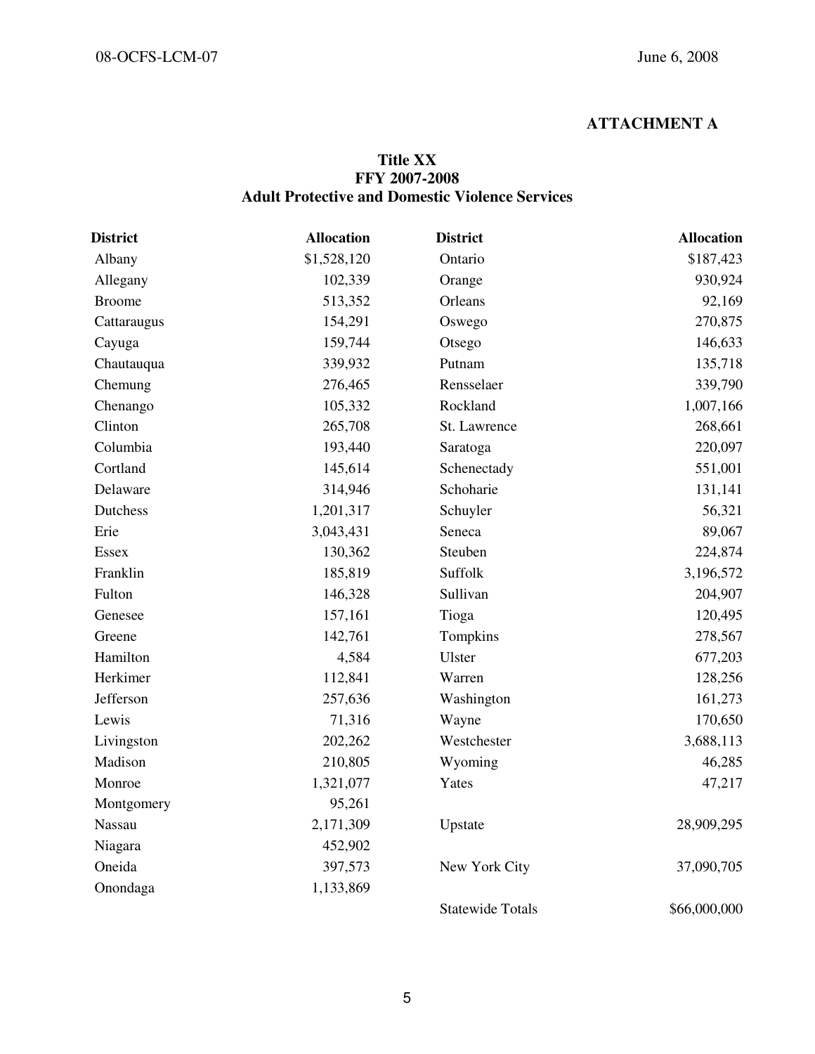## ATTACHMENT A

### Title XX
### FFY 2007-2008
### Adult Protective and Domestic Violence Services

| District | Allocation | District | Allocation |
|---|---|---|---|
| Albany | $1,528,120 | Ontario | $187,423 |
| Allegany | 102,339 | Orange | 930,924 |
| Broome | 513,352 | Orleans | 92,169 |
| Cattaraugus | 154,291 | Oswego | 270,875 |
| Cayuga | 159,744 | Otsego | 146,633 |
| Chautauqua | 339,932 | Putnam | 135,718 |
| Chemung | 276,465 | Rensselaer | 339,790 |
| Chenango | 105,332 | Rockland | 1,007,166 |
| Clinton | 265,708 | St. Lawrence | 268,661 |
| Columbia | 193,440 | Saratoga | 220,097 |
| Cortland | 145,614 | Schenectady | 551,001 |
| Delaware | 314,946 | Schoharie | 131,141 |
| Dutchess | 1,201,317 | Schuyler | 56,321 |
| Erie | 3,043,431 | Seneca | 89,067 |
| Essex | 130,362 | Steuben | 224,874 |
| Franklin | 185,819 | Suffolk | 3,196,572 |
| Fulton | 146,328 | Sullivan | 204,907 |
| Genesee | 157,161 | Tioga | 120,495 |
| Greene | 142,761 | Tompkins | 278,567 |
| Hamilton | 4,584 | Ulster | 677,203 |
| Herkimer | 112,841 | Warren | 128,256 |
| Jefferson | 257,636 | Washington | 161,273 |
| Lewis | 71,316 | Wayne | 170,650 |
| Livingston | 202,262 | Westchester | 3,688,113 |
| Madison | 210,805 | Wyoming | 46,285 |
| Monroe | 1,321,077 | Yates | 47,217 |
| Montgomery | 95,261 | | |
| Nassau | 2,171,309 | Upstate | 28,909,295 |
| Niagara | 452,902 | | |
| Oneida | 397,573 | New York City | 37,090,705 |
| Onondaga | 1,133,869 | | |
| | | Statewide Totals | $66,000,000 |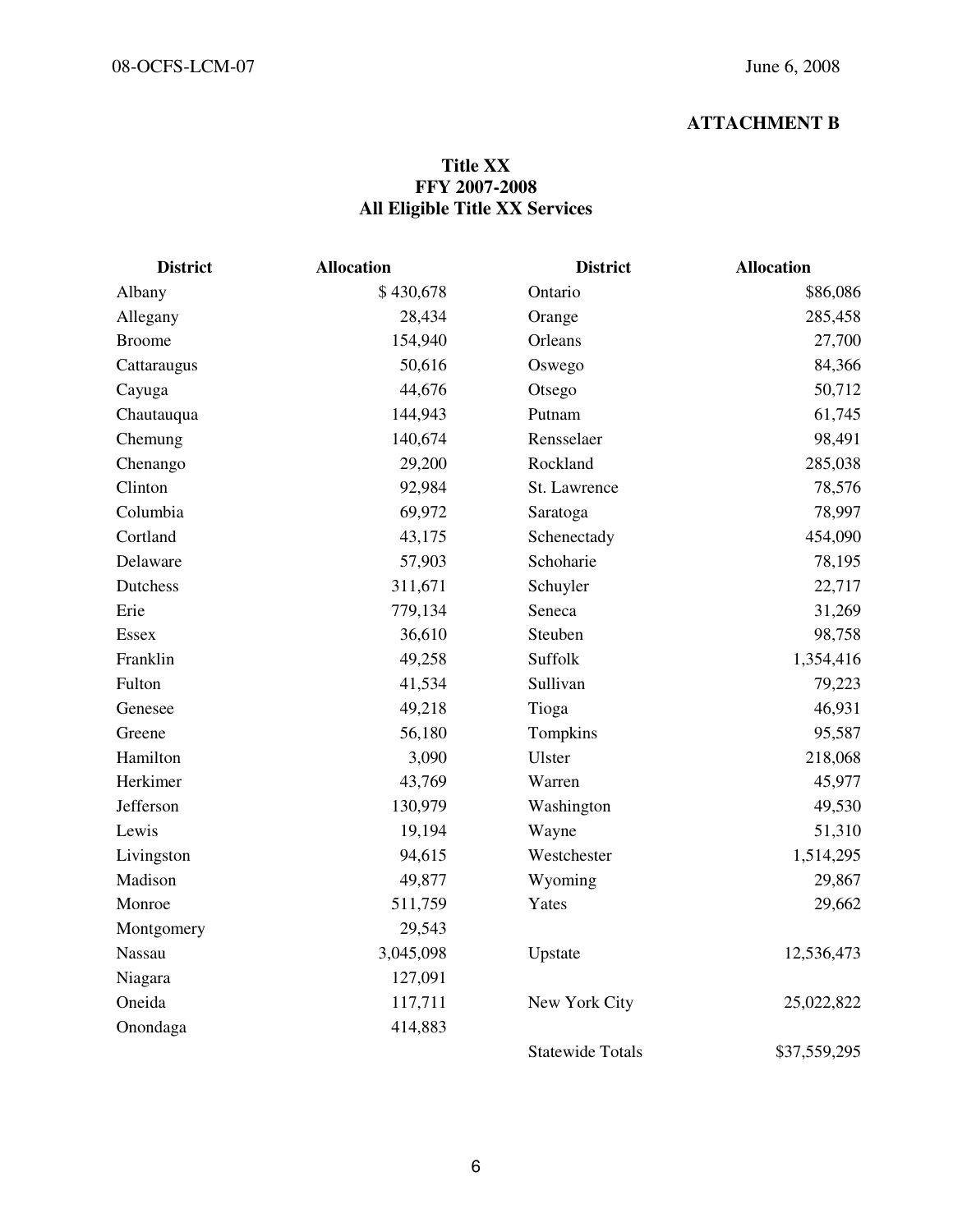**ATTACHMENT B**

**Title XX**
**FFY 2007-2008**
**All Eligible Title XX Services**

| District | Allocation | District | Allocation |
|---|---|---|---|
| Albany | $ 430,678 | Ontario | $86,086 |
| Allegany | 28,434 | Orange | 285,458 |
| Broome | 154,940 | Orleans | 27,700 |
| Cattaraugus | 50,616 | Oswego | 84,366 |
| Cayuga | 44,676 | Otsego | 50,712 |
| Chautauqua | 144,943 | Putnam | 61,745 |
| Chemung | 140,674 | Rensselaer | 98,491 |
| Chenango | 29,200 | Rockland | 285,038 |
| Clinton | 92,984 | St. Lawrence | 78,576 |
| Columbia | 69,972 | Saratoga | 78,997 |
| Cortland | 43,175 | Schenectady | 454,090 |
| Delaware | 57,903 | Schoharie | 78,195 |
| Dutchess | 311,671 | Schuyler | 22,717 |
| Erie | 779,134 | Seneca | 31,269 |
| Essex | 36,610 | Steuben | 98,758 |
| Franklin | 49,258 | Suffolk | 1,354,416 |
| Fulton | 41,534 | Sullivan | 79,223 |
| Genesee | 49,218 | Tioga | 46,931 |
| Greene | 56,180 | Tompkins | 95,587 |
| Hamilton | 3,090 | Ulster | 218,068 |
| Herkimer | 43,769 | Warren | 45,977 |
| Jefferson | 130,979 | Washington | 49,530 |
| Lewis | 19,194 | Wayne | 51,310 |
| Livingston | 94,615 | Westchester | 1,514,295 |
| Madison | 49,877 | Wyoming | 29,867 |
| Monroe | 511,759 | Yates | 29,662 |
| Montgomery | 29,543 | | |
| Nassau | 3,045,098 | Upstate | 12,536,473 |
| Niagara | 127,091 | | |
| Oneida | 117,711 | New York City | 25,022,822 |
| Onondaga | 414,883 | | |
| | | Statewide Totals | $37,559,295 |